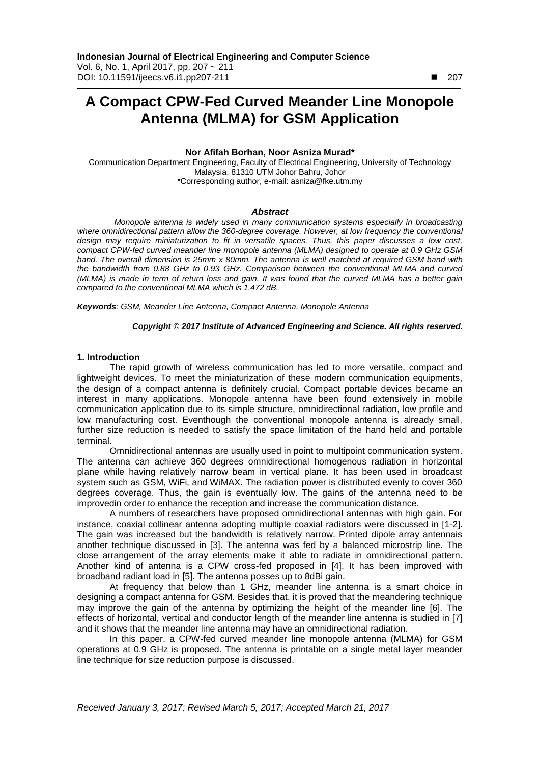# A Compact CPW-Fed Curved Meander Line Monopole Antenna (MLMA) for GSM Application

**Nor Afifah Borhan, Noor Asniza Murad***

Communication Department Engineering, Faculty of Electrical Engineering, University of Technology Malaysia, 81310 UTM Johor Bahru, Johor

*Corresponding author, e-mail: asniza@fke.utm.my

### *Abstract*

*Monopole antenna is widely used in many communication systems especially in broadcasting where omnidirectional pattern allow the 360-degree coverage. However, at low frequency the conventional design may require miniaturization to fit in versatile spaces. Thus, this paper discusses a low cost, compact CPW-fed curved meander line monopole antenna (MLMA) designed to operate at 0.9 GHz GSM band. The overall dimension is 25mm x 80mm. The antenna is well matched at required GSM band with the bandwidth from 0.88 GHz to 0.93 GHz. Comparison between the conventional MLMA and curved (MLMA) is made in term of return loss and gain. It was found that the curved MLMA has a better gain compared to the conventional MLMA which is 1.472 dB.*

***Keywords****: GSM, Meander Line Antenna, Compact Antenna, Monopole Antenna*

***Copyright © 2017 Institute of Advanced Engineering and Science. All rights reserved.***

## 1. Introduction

The rapid growth of wireless communication has led to more versatile, compact and lightweight devices. To meet the miniaturization of these modern communication equipments, the design of a compact antenna is definitely crucial. Compact portable devices became an interest in many applications. Monopole antenna have been found extensively in mobile communication application due to its simple structure, omnidirectional radiation, low profile and low manufacturing cost. Eventhough the conventional monopole antenna is already small, further size reduction is needed to satisfy the space limitation of the hand held and portable terminal.

Omnidirectional antennas are usually used in point to multipoint communication system. The antenna can achieve 360 degrees omnidirectional homogenous radiation in horizontal plane while having relatively narrow beam in vertical plane. It has been used in broadcast system such as GSM, WiFi, and WiMAX. The radiation power is distributed evenly to cover 360 degrees coverage. Thus, the gain is eventually low. The gains of the antenna need to be improvedin order to enhance the reception and increase the communication distance.

A numbers of researchers have proposed omnidirectional antennas with high gain. For instance, coaxial collinear antenna adopting multiple coaxial radiators were discussed in [1-2]. The gain was increased but the bandwidth is relatively narrow. Printed dipole array antennais another technique discussed in [3]. The antenna was fed by a balanced microstrip line. The close arrangement of the array elements make it able to radiate in omnidirectional pattern. Another kind of antenna is a CPW cross-fed proposed in [4]. It has been improved with broadband radiant load in [5]. The antenna posses up to 8dBi gain.

At frequency that below than 1 GHz, meander line antenna is a smart choice in designing a compact antenna for GSM. Besides that, it is proved that the meandering technique may improve the gain of the antenna by optimizing the height of the meander line [6]. The effects of horizontal, vertical and conductor length of the meander line antenna is studied in [7] and it shows that the meander line antenna may have an omnidirectional radiation.

In this paper, a CPW-fed curved meander line monopole antenna (MLMA) for GSM operations at 0.9 GHz is proposed. The antenna is printable on a single metal layer meander line technique for size reduction purpose is discussed.

*Received January 3, 2017; Revised March 5, 2017; Accepted March 21, 2017*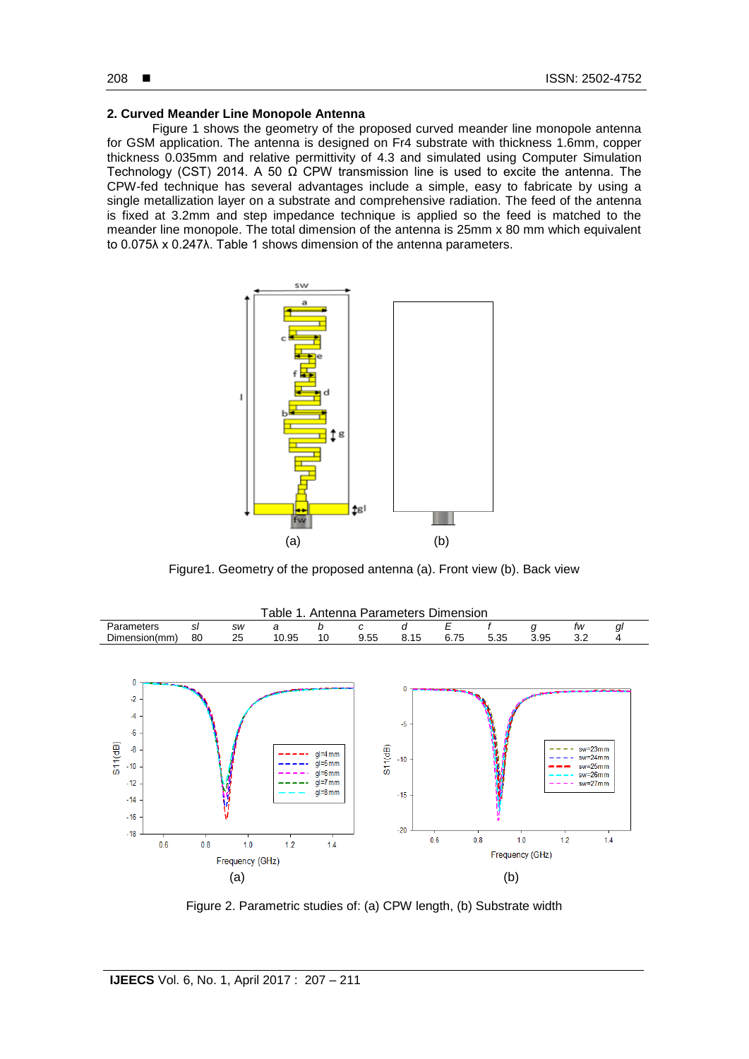## 2. Curved Meander Line Monopole Antenna

Figure 1 shows the geometry of the proposed curved meander line monopole antenna for GSM application. The antenna is designed on Fr4 substrate with thickness 1.6mm, copper thickness 0.035mm and relative permittivity of 4.3 and simulated using Computer Simulation Technology (CST) 2014. A 50 Ω CPW transmission line is used to excite the antenna. The CPW-fed technique has several advantages include a simple, easy to fabricate by using a single metallization layer on a substrate and comprehensive radiation. The feed of the antenna is fixed at 3.2mm and step impedance technique is applied so the feed is matched to the meander line monopole. The total dimension of the antenna is 25mm x 80 mm which equivalent to 0.075λ x 0.247λ. Table 1 shows dimension of the antenna parameters.

Figure1. Geometry of the proposed antenna (a). Front view (b). Back view

Table 1. Antenna Parameters Dimension

| Parameters | *sl* | *sw* | *a* | *b* | *c* | *d* | *E* | *f* | *g* | *fw* | *gl* |
|---|---|---|---|---|---|---|---|---|---|---|---|
| Dimension(mm) | 80 | 25 | 10.95 | 10 | 9.55 | 8.15 | 6.75 | 5.35 | 3.95 | 3.2 | 4 |

Figure 2. Parametric studies of: (a) CPW length, (b) Substrate width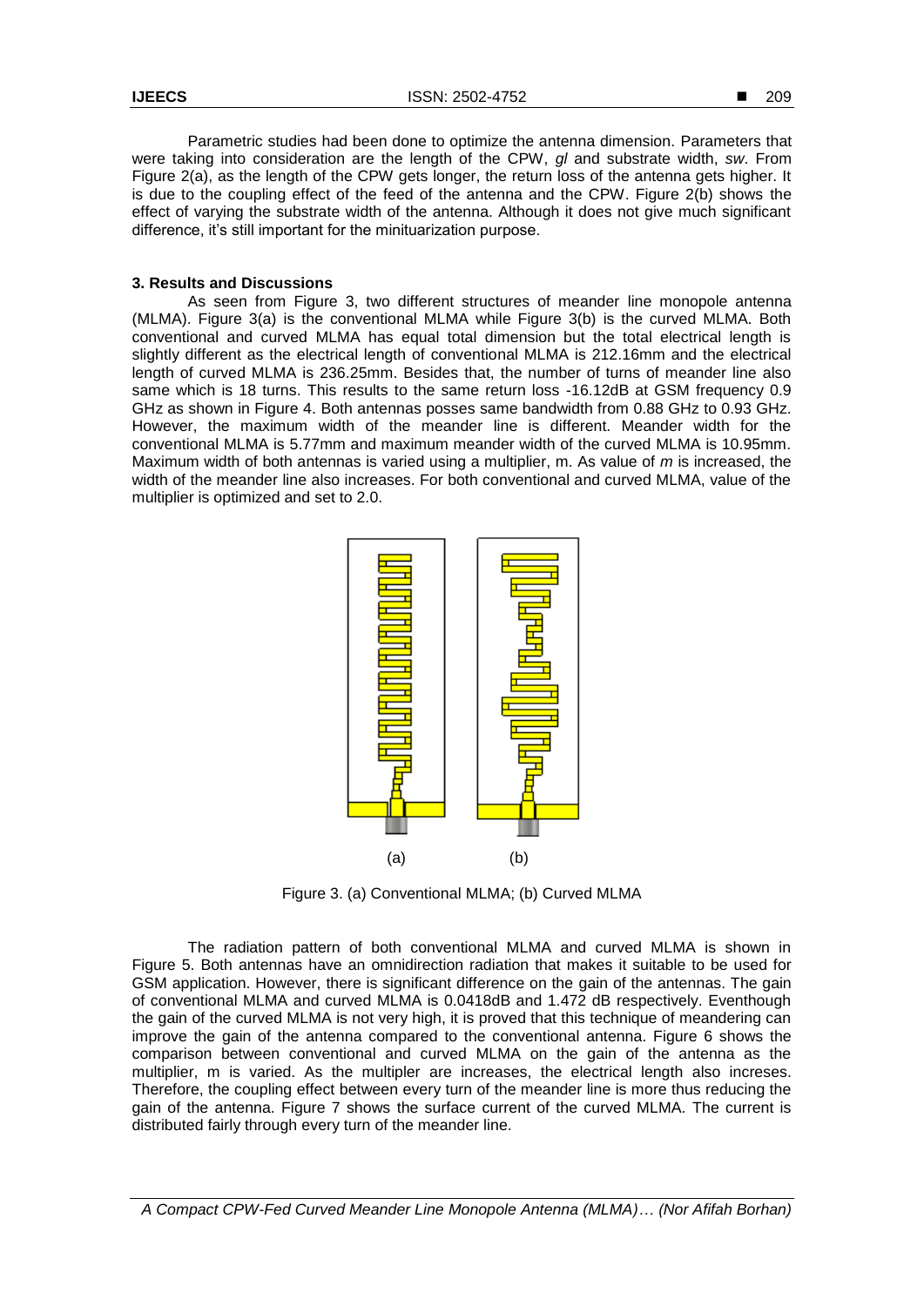Parametric studies had been done to optimize the antenna dimension. Parameters that were taking into consideration are the length of the CPW, *gl* and substrate width, *sw*. From Figure 2(a), as the length of the CPW gets longer, the return loss of the antenna gets higher. It is due to the coupling effect of the feed of the antenna and the CPW. Figure 2(b) shows the effect of varying the substrate width of the antenna. Although it does not give much significant difference, it's still important for the minituarization purpose.

## 3. Results and Discussions

As seen from Figure 3, two different structures of meander line monopole antenna (MLMA). Figure 3(a) is the conventional MLMA while Figure 3(b) is the curved MLMA. Both conventional and curved MLMA has equal total dimension but the total electrical length is slightly different as the electrical length of conventional MLMA is 212.16mm and the electrical length of curved MLMA is 236.25mm. Besides that, the number of turns of meander line also same which is 18 turns. This results to the same return loss -16.12dB at GSM frequency 0.9 GHz as shown in Figure 4. Both antennas posses same bandwidth from 0.88 GHz to 0.93 GHz. However, the maximum width of the meander line is different. Meander width for the conventional MLMA is 5.77mm and maximum meander width of the curved MLMA is 10.95mm. Maximum width of both antennas is varied using a multiplier, m. As value of *m* is increased, the width of the meander line also increases. For both conventional and curved MLMA, value of the multiplier is optimized and set to 2.0.

(a) (b)

Figure 3. (a) Conventional MLMA; (b) Curved MLMA

The radiation pattern of both conventional MLMA and curved MLMA is shown in Figure 5. Both antennas have an omnidirection radiation that makes it suitable to be used for GSM application. However, there is significant difference on the gain of the antennas. The gain of conventional MLMA and curved MLMA is 0.0418dB and 1.472 dB respectively. Eventhough the gain of the curved MLMA is not very high, it is proved that this technique of meandering can improve the gain of the antenna compared to the conventional antenna. Figure 6 shows the comparison between conventional and curved MLMA on the gain of the antenna as the multiplier, m is varied. As the multipler are increases, the electrical length also increses. Therefore, the coupling effect between every turn of the meander line is more thus reducing the gain of the antenna. Figure 7 shows the surface current of the curved MLMA. The current is distributed fairly through every turn of the meander line.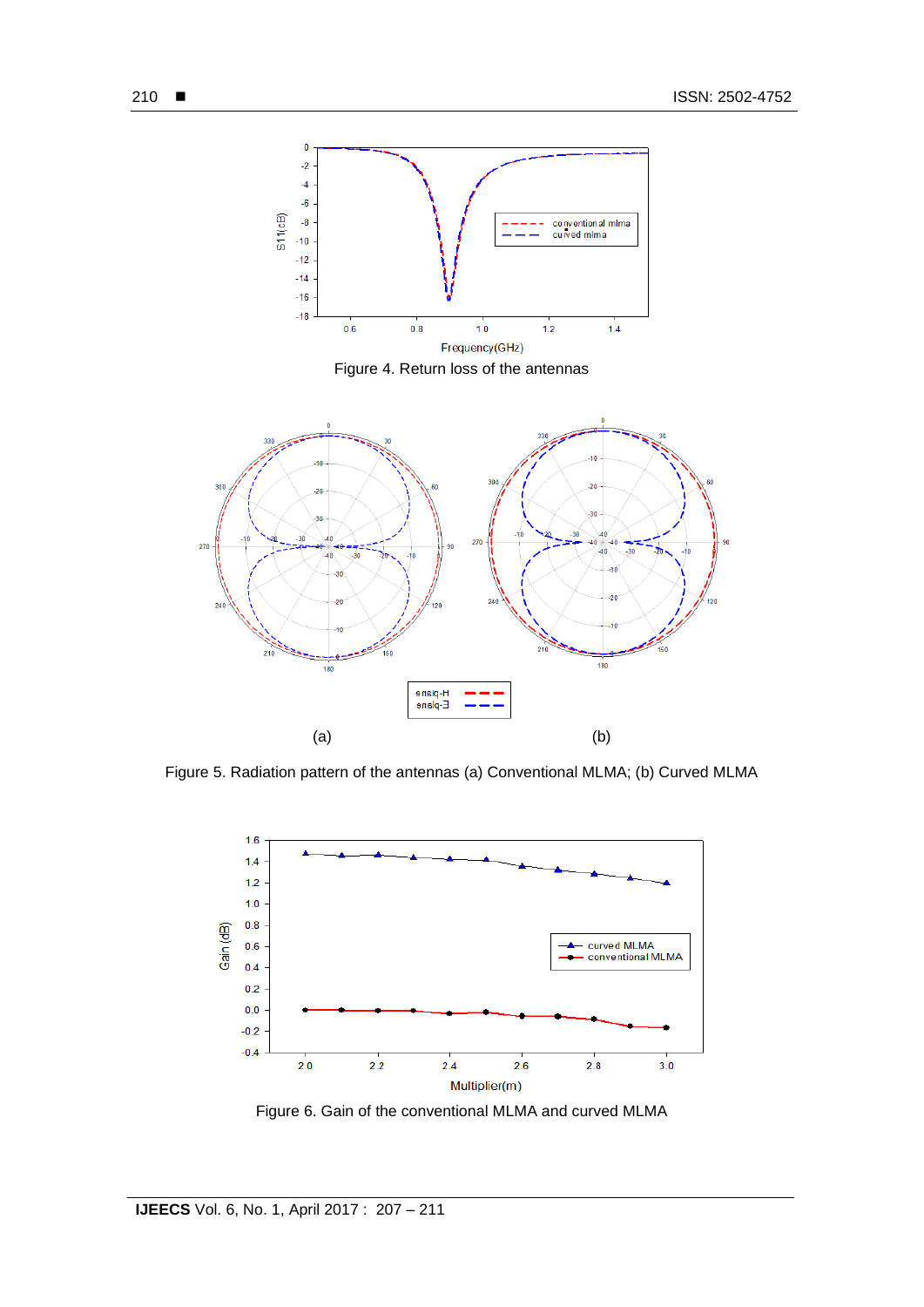Figure 4. Return loss of the antennas

(a)

(b)

Figure 5. Radiation pattern of the antennas (a) Conventional MLMA; (b) Curved MLMA

Figure 6. Gain of the conventional MLMA and curved MLMA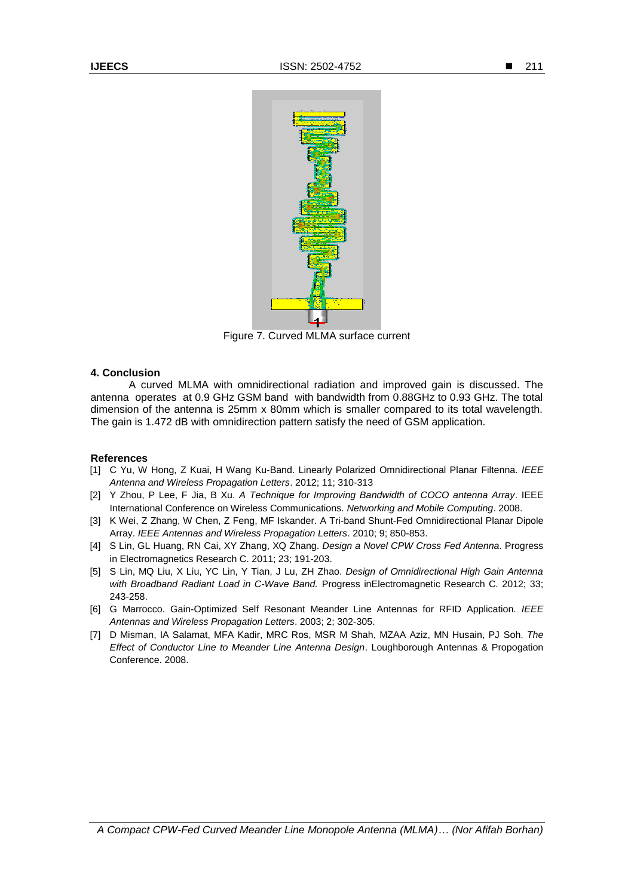Figure 7. Curved MLMA surface current

## 4. Conclusion

A curved MLMA with omnidirectional radiation and improved gain is discussed. The antenna operates at 0.9 GHz GSM band with bandwidth from 0.88GHz to 0.93 GHz. The total dimension of the antenna is 25mm x 80mm which is smaller compared to its total wavelength. The gain is 1.472 dB with omnidirection pattern satisfy the need of GSM application.

## References

[1] C Yu, W Hong, Z Kuai, H Wang Ku-Band. Linearly Polarized Omnidirectional Planar Filtenna. *IEEE Antenna and Wireless Propagation Letters*. 2012; 11; 310-313

[2] Y Zhou, P Lee, F Jia, B Xu. *A Technique for Improving Bandwidth of COCO antenna Array*. IEEE International Conference on Wireless Communications. *Networking and Mobile Computing*. 2008.

[3] K Wei, Z Zhang, W Chen, Z Feng, MF Iskander. A Tri-band Shunt-Fed Omnidirectional Planar Dipole Array. *IEEE Antennas and Wireless Propagation Letters*. 2010; 9; 850-853.

[4] S Lin, GL Huang, RN Cai, XY Zhang, XQ Zhang. *Design a Novel CPW Cross Fed Antenna*. Progress in Electromagnetics Research C. 2011; 23; 191-203.

[5] S Lin, MQ Liu, X Liu, YC Lin, Y Tian, J Lu, ZH Zhao. *Design of Omnidirectional High Gain Antenna with Broadband Radiant Load in C-Wave Band.* Progress inElectromagnetic Research C. 2012; 33; 243-258.

[6] G Marrocco. Gain-Optimized Self Resonant Meander Line Antennas for RFID Application. *IEEE Antennas and Wireless Propagation Letters*. 2003; 2; 302-305.

[7] D Misman, IA Salamat, MFA Kadir, MRC Ros, MSR M Shah, MZAA Aziz, MN Husain, PJ Soh. *The Effect of Conductor Line to Meander Line Antenna Design*. Loughborough Antennas & Propogation Conference. 2008.